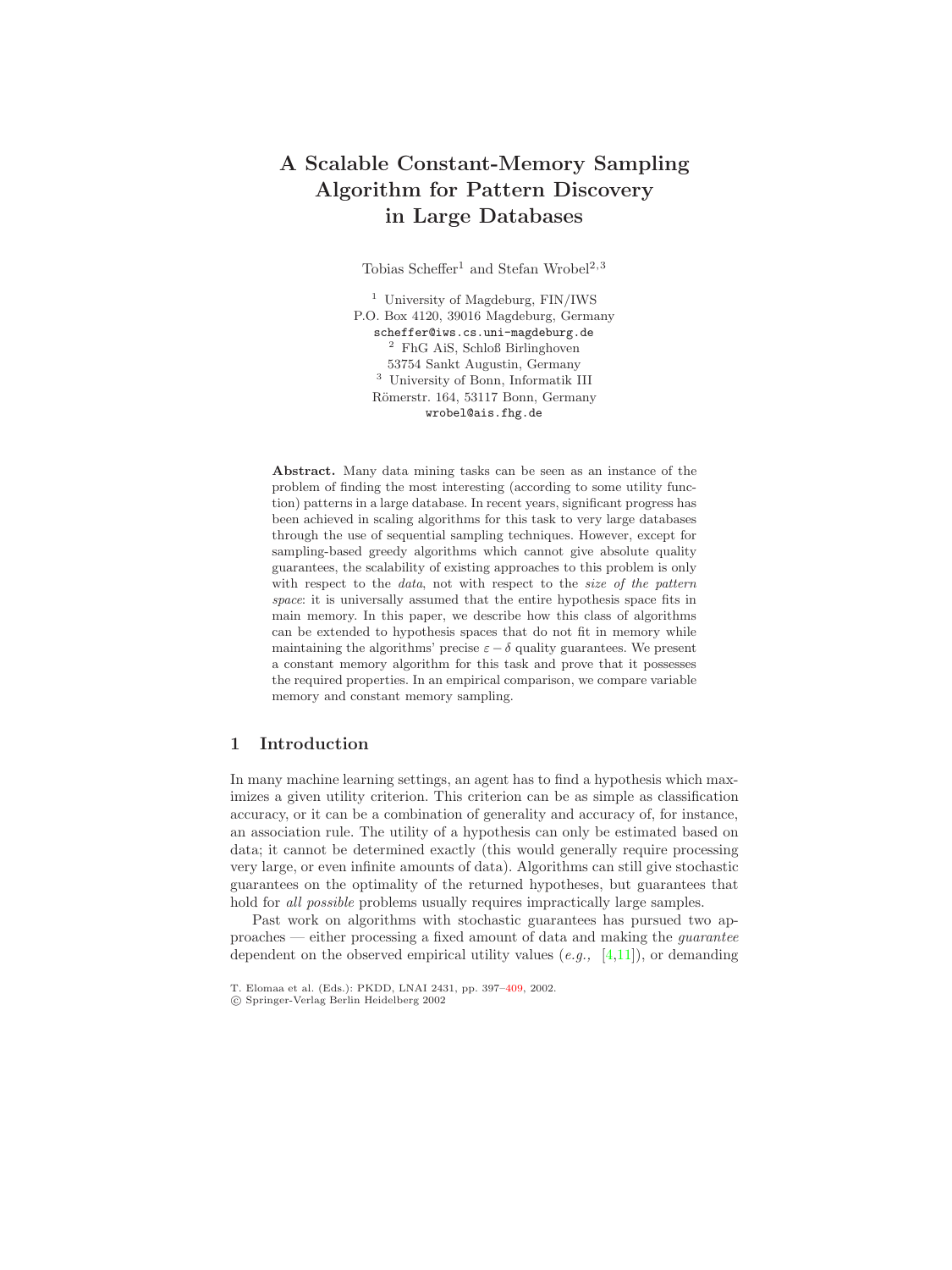# A Scalable Constant-Memory Sampling Algorithm for Pattern Discovery in Large Databases

Tobias Scheffer[1] and Stefan Wrobel[2,3]

[1] University of Magdeburg, FIN/IWS
P.O. Box 4120, 39016 Magdeburg, Germany
scheffer@iws.cs.uni-magdeburg.de

[2] FhG AiS, Schloß Birlinghoven
53754 Sankt Augustin, Germany

[3] University of Bonn, Informatik III
Römerstr. 164, 53117 Bonn, Germany
wrobel@ais.fhg.de

**Abstract.** Many data mining tasks can be seen as an instance of the problem of finding the most interesting (according to some utility function) patterns in a large database. In recent years, significant progress has been achieved in scaling algorithms for this task to very large databases through the use of sequential sampling techniques. However, except for sampling-based greedy algorithms which cannot give absolute quality guarantees, the scalability of existing approaches to this problem is only with respect to the *data*, not with respect to the *size of the pattern space*: it is universally assumed that the entire hypothesis space fits in main memory. In this paper, we describe how this class of algorithms can be extended to hypothesis spaces that do not fit in memory while maintaining the algorithms' precise $\varepsilon - \delta$ quality guarantees. We present a constant memory algorithm for this task and prove that it possesses the required properties. In an empirical comparison, we compare variable memory and constant memory sampling.

## 1 Introduction

In many machine learning settings, an agent has to find a hypothesis which maximizes a given utility criterion. This criterion can be as simple as classification accuracy, or it can be a combination of generality and accuracy of, for instance, an association rule. The utility of a hypothesis can only be estimated based on data; it cannot be determined exactly (this would generally require processing very large, or even infinite amounts of data). Algorithms can still give stochastic guarantees on the optimality of the returned hypotheses, but guarantees that hold for *all possible* problems usually requires impractically large samples.

Past work on algorithms with stochastic guarantees has pursued two approaches — either processing a fixed amount of data and making the *guarantee* dependent on the observed empirical utility values (*e.g.,* [4,11]), or demanding

T. Elomaa et al. (Eds.): PKDD, LNAI 2431, pp. 397–409, 2002.
© Springer-Verlag Berlin Heidelberg 2002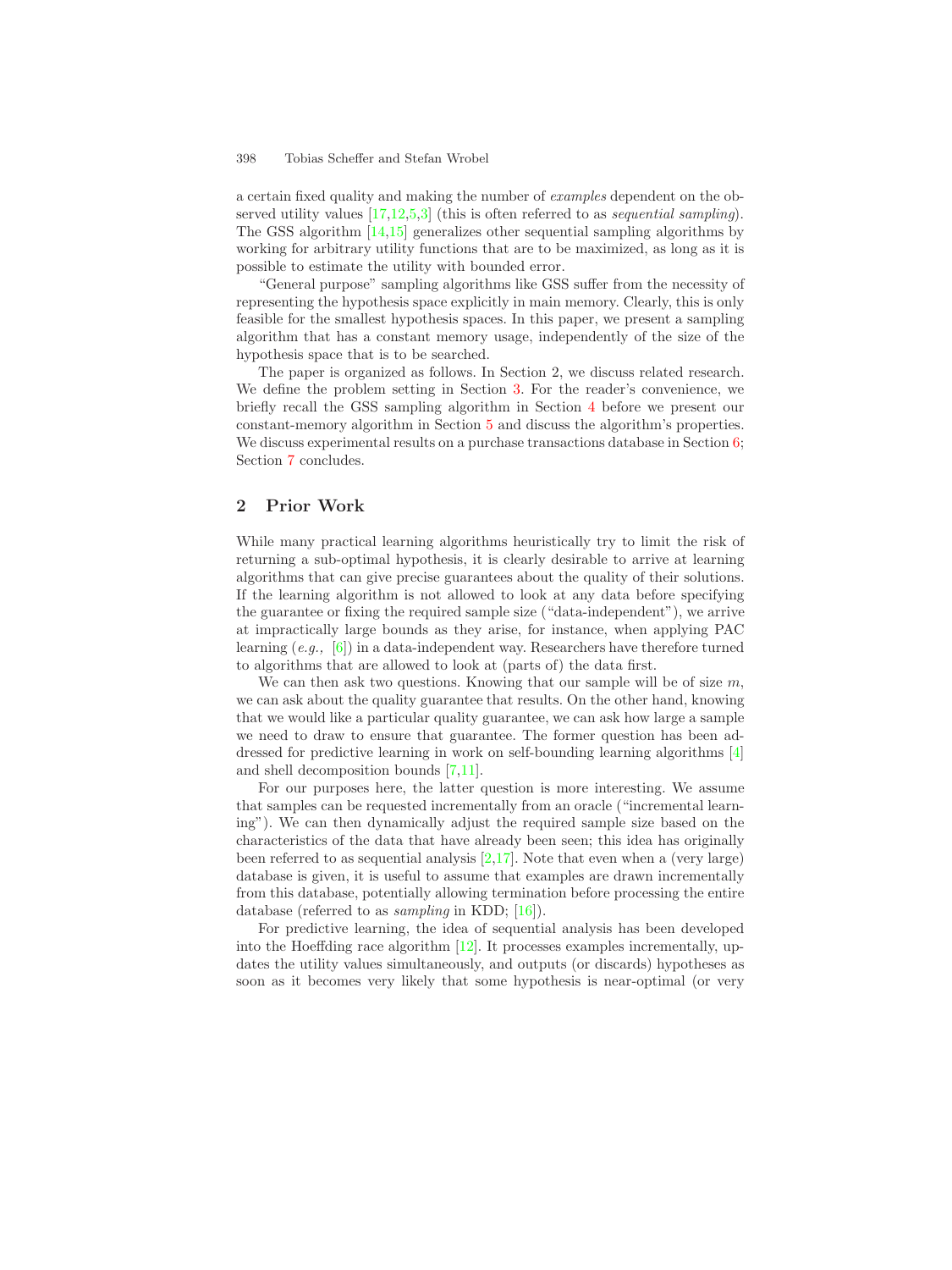a certain fixed quality and making the number of *examples* dependent on the observed utility values [17,12,5,3] (this is often referred to as *sequential sampling*). The GSS algorithm [14,15] generalizes other sequential sampling algorithms by working for arbitrary utility functions that are to be maximized, as long as it is possible to estimate the utility with bounded error.

"General purpose" sampling algorithms like GSS suffer from the necessity of representing the hypothesis space explicitly in main memory. Clearly, this is only feasible for the smallest hypothesis spaces. In this paper, we present a sampling algorithm that has a constant memory usage, independently of the size of the hypothesis space that is to be searched.

The paper is organized as follows. In Section 2, we discuss related research. We define the problem setting in Section 3. For the reader's convenience, we briefly recall the GSS sampling algorithm in Section 4 before we present our constant-memory algorithm in Section 5 and discuss the algorithm's properties. We discuss experimental results on a purchase transactions database in Section 6; Section 7 concludes.

## 2 Prior Work

While many practical learning algorithms heuristically try to limit the risk of returning a sub-optimal hypothesis, it is clearly desirable to arrive at learning algorithms that can give precise guarantees about the quality of their solutions. If the learning algorithm is not allowed to look at any data before specifying the guarantee or fixing the required sample size ("data-independent"), we arrive at impractically large bounds as they arise, for instance, when applying PAC learning (*e.g.,* [6]) in a data-independent way. Researchers have therefore turned to algorithms that are allowed to look at (parts of) the data first.

We can then ask two questions. Knowing that our sample will be of size $m$, we can ask about the quality guarantee that results. On the other hand, knowing that we would like a particular quality guarantee, we can ask how large a sample we need to draw to ensure that guarantee. The former question has been addressed for predictive learning in work on self-bounding learning algorithms [4] and shell decomposition bounds [7,11].

For our purposes here, the latter question is more interesting. We assume that samples can be requested incrementally from an oracle ("incremental learning"). We can then dynamically adjust the required sample size based on the characteristics of the data that have already been seen; this idea has originally been referred to as sequential analysis [2,17]. Note that even when a (very large) database is given, it is useful to assume that examples are drawn incrementally from this database, potentially allowing termination before processing the entire database (referred to as *sampling* in KDD; [16]).

For predictive learning, the idea of sequential analysis has been developed into the Hoeffding race algorithm [12]. It processes examples incrementally, updates the utility values simultaneously, and outputs (or discards) hypotheses as soon as it becomes very likely that some hypothesis is near-optimal (or very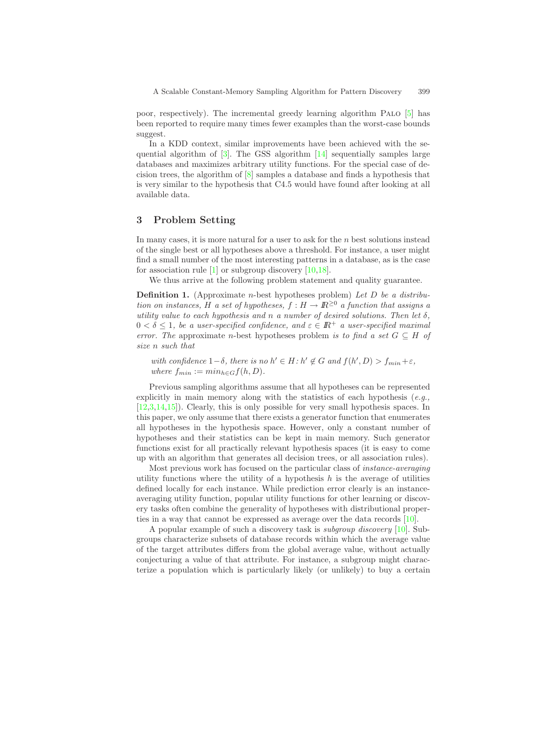poor, respectively). The incremental greedy learning algorithm Palo [5] has been reported to require many times fewer examples than the worst-case bounds suggest.

In a KDD context, similar improvements have been achieved with the sequential algorithm of [3]. The GSS algorithm [14] sequentially samples large databases and maximizes arbitrary utility functions. For the special case of decision trees, the algorithm of [8] samples a database and finds a hypothesis that is very similar to the hypothesis that C4.5 would have found after looking at all available data.

## 3 Problem Setting

In many cases, it is more natural for a user to ask for the $n$ best solutions instead of the single best or all hypotheses above a threshold. For instance, a user might find a small number of the most interesting patterns in a database, as is the case for association rule [1] or subgroup discovery [10,18].

We thus arrive at the following problem statement and quality guarantee.

**Definition 1.** (Approximate $n$-best hypotheses problem) *Let $D$ be a distribution on instances, $H$ a set of hypotheses, $f : H \to \mathbb{R}^{\geq 0}$ a function that assigns a utility value to each hypothesis and $n$ a number of desired solutions. Then let $\delta$, $0 < \delta \leq 1$, be a user-specified confidence, and $\varepsilon \in \mathbb{R}^{+}$ a user-specified maximal error. The* approximate $n$-best hypotheses problem *is to find a set $G \subseteq H$ of size $n$ such that*

> *with confidence $1-\delta$, there is no $h' \in H : h' \notin G$ and $f(h', D) > f_{min}+\varepsilon$, where $f_{min} := min_{h \in G} f(h, D)$.*

Previous sampling algorithms assume that all hypotheses can be represented explicitly in main memory along with the statistics of each hypothesis (*e.g.,* [12,3,14,15]). Clearly, this is only possible for very small hypothesis spaces. In this paper, we only assume that there exists a generator function that enumerates all hypotheses in the hypothesis space. However, only a constant number of hypotheses and their statistics can be kept in main memory. Such generator functions exist for all practically relevant hypothesis spaces (it is easy to come up with an algorithm that generates all decision trees, or all association rules).

Most previous work has focused on the particular class of *instance-averaging* utility functions where the utility of a hypothesis $h$ is the average of utilities defined locally for each instance. While prediction error clearly is an instance-averaging utility function, popular utility functions for other learning or discovery tasks often combine the generality of hypotheses with distributional properties in a way that cannot be expressed as average over the data records [10].

A popular example of such a discovery task is *subgroup discovery* [10]. Subgroups characterize subsets of database records within which the average value of the target attributes differs from the global average value, without actually conjecturing a value of that attribute. For instance, a subgroup might characterize a population which is particularly likely (or unlikely) to buy a certain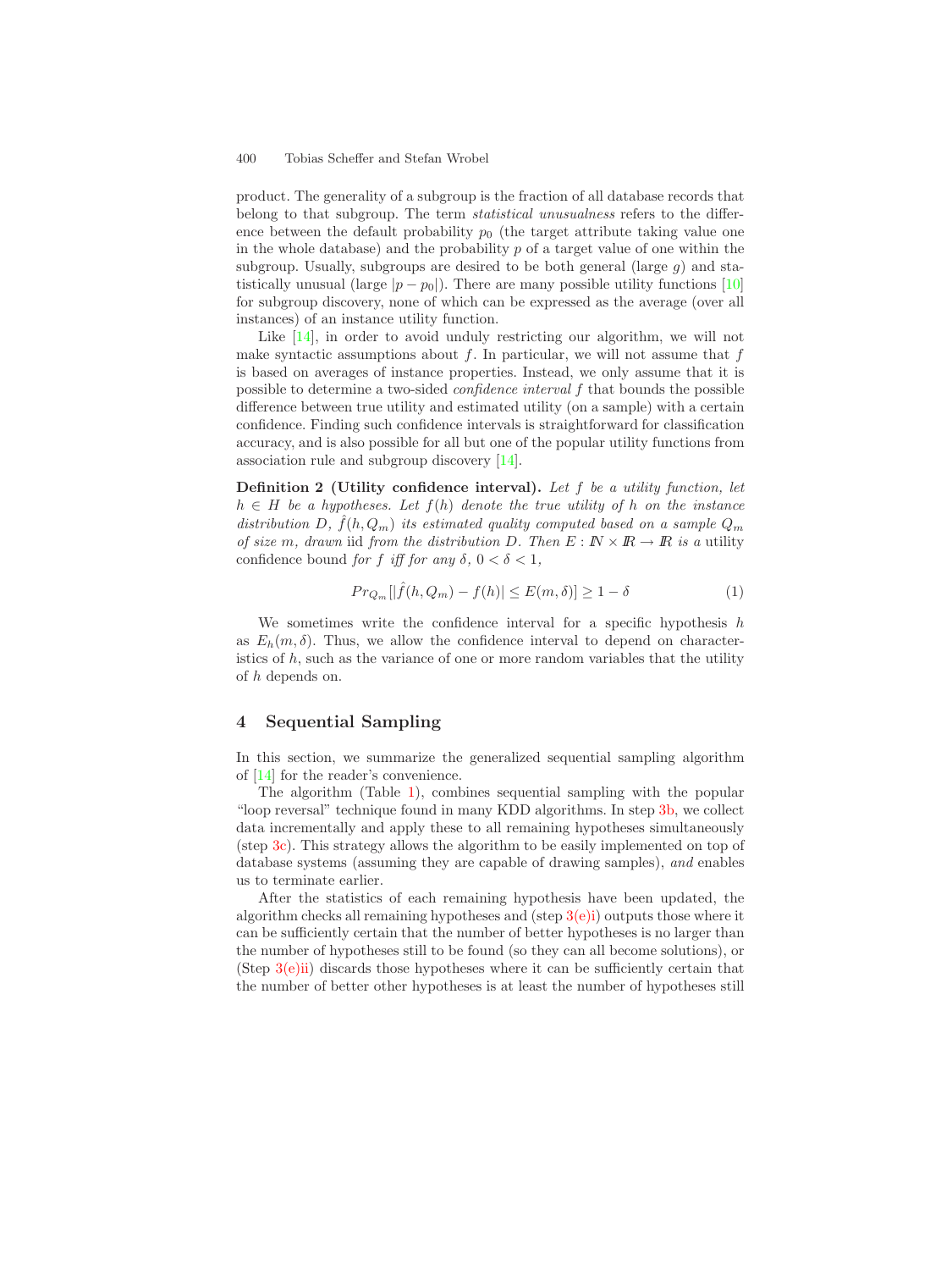product. The generality of a subgroup is the fraction of all database records that belong to that subgroup. The term *statistical unusualness* refers to the difference between the default probability $p_0$ (the target attribute taking value one in the whole database) and the probability $p$ of a target value of one within the subgroup. Usually, subgroups are desired to be both general (large $g$) and statistically unusual (large $|p - p_0|$). There are many possible utility functions [10] for subgroup discovery, none of which can be expressed as the average (over all instances) of an instance utility function.

Like [14], in order to avoid unduly restricting our algorithm, we will not make syntactic assumptions about $f$. In particular, we will not assume that $f$ is based on averages of instance properties. Instead, we only assume that it is possible to determine a two-sided *confidence interval* $f$ that bounds the possible difference between true utility and estimated utility (on a sample) with a certain confidence. Finding such confidence intervals is straightforward for classification accuracy, and is also possible for all but one of the popular utility functions from association rule and subgroup discovery [14].

**Definition 2 (Utility confidence interval).** *Let $f$ be a utility function, let $h \in H$ be a hypotheses. Let $f(h)$ denote the true utility of $h$ on the instance distribution $D$, $\hat{f}(h, Q_m)$ its estimated quality computed based on a sample $Q_m$ of size $m$, drawn* iid *from the distribution $D$. Then $E : \mathbb{N} \times \mathbb{R} \to \mathbb{R}$ is a* utility confidence bound *for $f$ iff for any $\delta$, $0 < \delta < 1$,*

$$Pr_{Q_m}[|\hat{f}(h, Q_m) - f(h)| \leq E(m, \delta)] \geq 1 - \delta \tag{1}$$

We sometimes write the confidence interval for a specific hypothesis $h$ as $E_h(m, \delta)$. Thus, we allow the confidence interval to depend on characteristics of $h$, such as the variance of one or more random variables that the utility of $h$ depends on.

## 4 Sequential Sampling

In this section, we summarize the generalized sequential sampling algorithm of [14] for the reader's convenience.

The algorithm (Table 1), combines sequential sampling with the popular "loop reversal" technique found in many KDD algorithms. In step 3b, we collect data incrementally and apply these to all remaining hypotheses simultaneously (step 3c). This strategy allows the algorithm to be easily implemented on top of database systems (assuming they are capable of drawing samples), *and* enables us to terminate earlier.

After the statistics of each remaining hypothesis have been updated, the algorithm checks all remaining hypotheses and (step 3(e)i) outputs those where it can be sufficiently certain that the number of better hypotheses is no larger than the number of hypotheses still to be found (so they can all become solutions), or (Step 3(e)ii) discards those hypotheses where it can be sufficiently certain that the number of better other hypotheses is at least the number of hypotheses still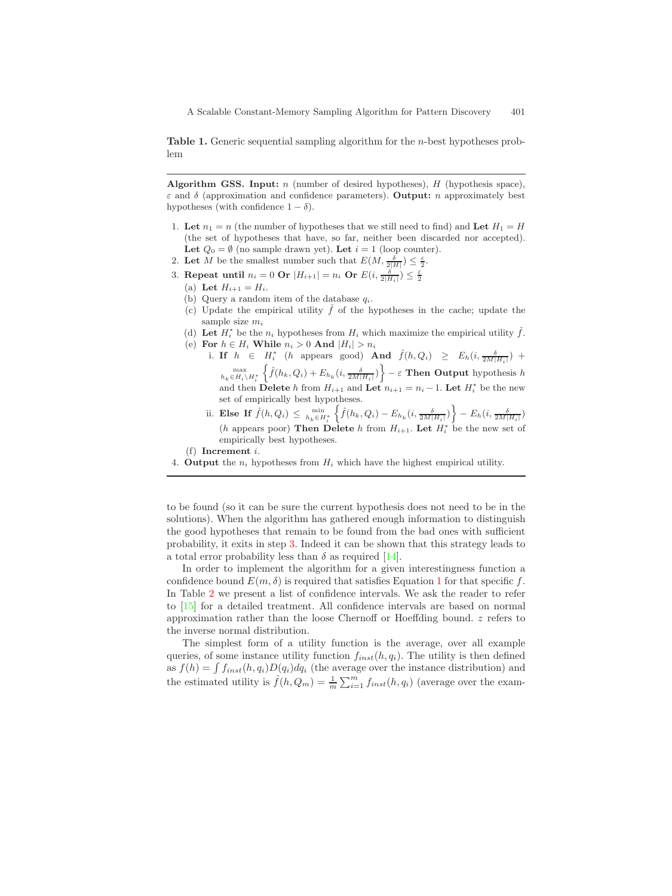**Table 1.** Generic sequential sampling algorithm for the $n$-best hypotheses problem

---

**Algorithm GSS. Input:** $n$ (number of desired hypotheses), $H$ (hypothesis space), $\varepsilon$ and $\delta$ (approximation and confidence parameters). **Output:** $n$ approximately best hypotheses (with confidence $1-\delta$).

1. **Let** $n_1 = n$ (the number of hypotheses that we still need to find) and **Let** $H_1 = H$ (the set of hypotheses that have, so far, neither been discarded nor accepted). **Let** $Q_0 = \emptyset$ (no sample drawn yet). **Let** $i = 1$ (loop counter).
2. **Let** $M$ be the smallest number such that $E(M, \frac{\delta}{2|H|}) \leq \frac{\varepsilon}{2}$.
3. **Repeat until** $n_i = 0$ **Or** $|H_{i+1}| = n_i$ **Or** $E(i, \frac{\delta}{2|H_i|}) \leq \frac{\varepsilon}{2}$
   (a) **Let** $H_{i+1} = H_i$.
   (b) Query a random item of the database $q_i$.
   (c) Update the empirical utility $\hat{f}$ of the hypotheses in the cache; update the sample size $m_i$
   (d) **Let** $H_i^*$ be the $n_i$ hypotheses from $H_i$ which maximize the empirical utility $\hat{f}$.
   (e) **For** $h \in H_i$ **While** $n_i > 0$ **And** $|H_i| > n_i$
      i. **If** $h \in H_i^*$ ($h$ appears good) **And** $\hat{f}(h, Q_i) \geq E_h(i, \frac{\delta}{2M|H_i|}) + \max_{h_k \in H_i \setminus H_i^*} \left\{ \hat{f}(h_k, Q_i) + E_{h_k}(i, \frac{\delta}{2M|H_i|}) \right\} - \varepsilon$ **Then Output** hypothesis $h$ and then **Delete** $h$ from $H_{i+1}$ and **Let** $n_{i+1} = n_i - 1$. **Let** $H_i^*$ be the new set of empirically best hypotheses.
      ii. **Else If** $\hat{f}(h, Q_i) \leq \min_{h_k \in H_i^*} \left\{ \hat{f}(h_k, Q_i) - E_{h_k}(i, \frac{\delta}{2M|H_i|}) \right\} - E_h(i, \frac{\delta}{2M|H_i|})$ ($h$ appears poor) **Then Delete** $h$ from $H_{i+1}$. **Let** $H_i^*$ be the new set of empirically best hypotheses.
   (f) **Increment** $i$.
4. **Output** the $n_i$ hypotheses from $H_i$ which have the highest empirical utility.

---

to be found (so it can be sure the current hypothesis does not need to be in the solutions). When the algorithm has gathered enough information to distinguish the good hypotheses that remain to be found from the bad ones with sufficient probability, it exits in step 3. Indeed it can be shown that this strategy leads to a total error probability less than $\delta$ as required [14].

In order to implement the algorithm for a given interestingness function a confidence bound $E(m, \delta)$ is required that satisfies Equation 1 for that specific $f$. In Table 2 we present a list of confidence intervals. We ask the reader to refer to [15] for a detailed treatment. All confidence intervals are based on normal approximation rather than the loose Chernoff or Hoeffding bound. $z$ refers to the inverse normal distribution.

The simplest form of a utility function is the average, over all example queries, of some instance utility function $f_{inst}(h, q_i)$. The utility is then defined as $f(h) = \int f_{inst}(h, q_i) D(q_i) dq_i$ (the average over the instance distribution) and the estimated utility is $\hat{f}(h, Q_m) = \frac{1}{m} \sum_{i=1}^{m} f_{inst}(h, q_i)$ (average over the exam-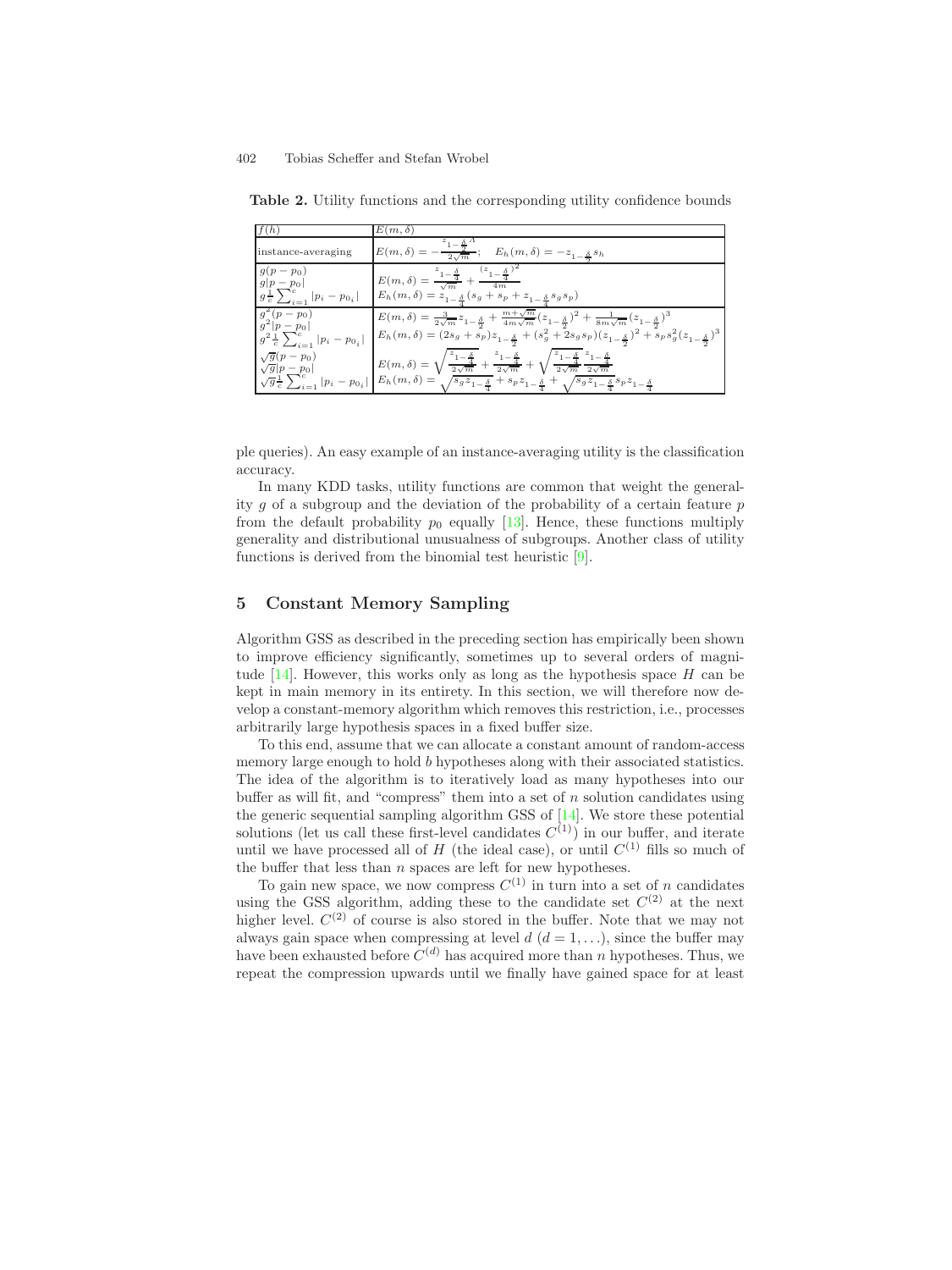**Table 2.** Utility functions and the corresponding utility confidence bounds

| $f(h)$ | $E(m, \delta)$ |
|---|---|
| instance-averaging | $E(m,\delta) = -\frac{z_{1-\frac{\delta}{2}}\Lambda}{2\sqrt{m}}$; $E_h(m,\delta) = -z_{1-\frac{\delta}{2}} s_h$ |
| $g(p-p_0)$ <br> $g\lvert p-p_0\rvert$ <br> $g\frac{1}{c}\sum_{i=1}^{c} \lvert p_i - p_{0_i}\rvert$ | $E(m,\delta) = \frac{z_{1-\frac{\delta}{4}}}{\sqrt{m}} + \frac{(z_{1-\frac{\delta}{4}})^2}{4m}$ <br> $E_h(m,\delta) = z_{1-\frac{\delta}{4}}(s_g + s_p + z_{1-\frac{\delta}{4}} s_g s_p)$ |
| $g^2(p-p_0)$ <br> $g^2\lvert p-p_0\rvert$ <br> $g^2\frac{1}{c}\sum_{i=1}^{c} \lvert p_i - p_{0_i}\rvert$ | $E(m,\delta) = \frac{3}{2\sqrt{m}} z_{1-\frac{\delta}{2}} + \frac{m+\sqrt{m}}{4m\sqrt{m}}(z_{1-\frac{\delta}{2}})^2 + \frac{1}{8m\sqrt{m}}(z_{1-\frac{\delta}{2}})^3$ <br> $E_h(m,\delta) = (2s_g + s_p) z_{1-\frac{\delta}{2}} + (s_g^2 + 2s_g s_p)(z_{1-\frac{\delta}{2}})^2 + s_p s_g^2 (z_{1-\frac{\delta}{2}})^3$ |
| $\sqrt{g}(p-p_0)$ <br> $\sqrt{g}\lvert p-p_0\rvert$ <br> $\sqrt{g}\frac{1}{c}\sum_{i=1}^{c} \lvert p_i - p_{0_i}\rvert$ | $E(m,\delta) = \sqrt{\frac{z_{1-\frac{\delta}{4}}}{2\sqrt{m}}} + \frac{z_{1-\frac{\delta}{4}}}{2\sqrt{m}} + \sqrt{\frac{z_{1-\frac{\delta}{4}}}{2\sqrt{m}}}\frac{z_{1-\frac{\delta}{4}}}{2\sqrt{m}}$ <br> $E_h(m,\delta) = \sqrt{s_g z_{1-\frac{\delta}{4}}} + s_p z_{1-\frac{\delta}{4}} + \sqrt{s_g z_{1-\frac{\delta}{4}}}\, s_p z_{1-\frac{\delta}{4}}$ |

ple queries). An easy example of an instance-averaging utility is the classification accuracy.

In many KDD tasks, utility functions are common that weight the generality $g$ of a subgroup and the deviation of the probability of a certain feature $p$ from the default probability $p_0$ equally [13]. Hence, these functions multiply generality and distributional unusualness of subgroups. Another class of utility functions is derived from the binomial test heuristic [9].

## 5 Constant Memory Sampling

Algorithm GSS as described in the preceding section has empirically been shown to improve efficiency significantly, sometimes up to several orders of magnitude [14]. However, this works only as long as the hypothesis space $H$ can be kept in main memory in its entirety. In this section, we will therefore now develop a constant-memory algorithm which removes this restriction, i.e., processes arbitrarily large hypothesis spaces in a fixed buffer size.

To this end, assume that we can allocate a constant amount of random-access memory large enough to hold $b$ hypotheses along with their associated statistics. The idea of the algorithm is to iteratively load as many hypotheses into our buffer as will fit, and "compress" them into a set of $n$ solution candidates using the generic sequential sampling algorithm GSS of [14]. We store these potential solutions (let us call these first-level candidates $C^{(1)}$) in our buffer, and iterate until we have processed all of $H$ (the ideal case), or until $C^{(1)}$ fills so much of the buffer that less than $n$ spaces are left for new hypotheses.

To gain new space, we now compress $C^{(1)}$ in turn into a set of $n$ candidates using the GSS algorithm, adding these to the candidate set $C^{(2)}$ at the next higher level. $C^{(2)}$ of course is also stored in the buffer. Note that we may not always gain space when compressing at level $d$ ($d = 1, \ldots$), since the buffer may have been exhausted before $C^{(d)}$ has acquired more than $n$ hypotheses. Thus, we repeat the compression upwards until we finally have gained space for at least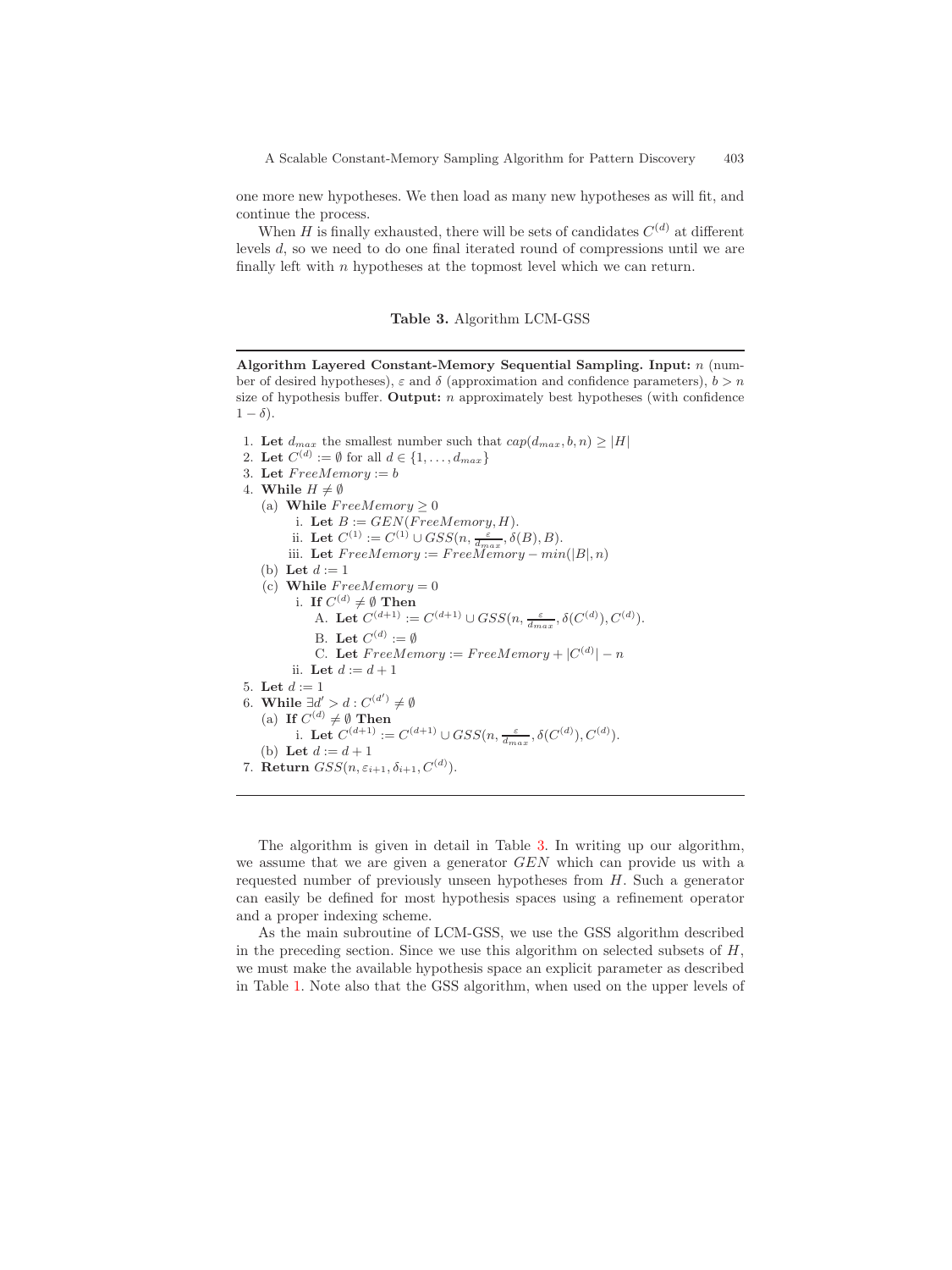one more new hypotheses. We then load as many new hypotheses as will fit, and continue the process.

When $H$ is finally exhausted, there will be sets of candidates $C^{(d)}$ at different levels $d$, so we need to do one final iterated round of compressions until we are finally left with $n$ hypotheses at the topmost level which we can return.

**Table 3.** Algorithm LCM-GSS

---

**Algorithm Layered Constant-Memory Sequential Sampling. Input:** $n$ (number of desired hypotheses), $\varepsilon$ and $\delta$ (approximation and confidence parameters), $b > n$ size of hypothesis buffer. **Output:** $n$ approximately best hypotheses (with confidence $1 - \delta$).

1. **Let** $d_{max}$ the smallest number such that $cap(d_{max}, b, n) \geq |H|$
2. **Let** $C^{(d)} := \emptyset$ for all $d \in \{1, \ldots, d_{max}\}$
3. **Let** $FreeMemory := b$
4. **While** $H \neq \emptyset$
   (a) **While** $FreeMemory \geq 0$
      i. **Let** $B := GEN(FreeMemory, H)$.
      ii. **Let** $C^{(1)} := C^{(1)} \cup GSS(n, \frac{\varepsilon}{d_{max}}, \delta(B), B)$.
      iii. **Let** $FreeMemory := FreeMemory - min(|B|, n)$
   (b) **Let** $d := 1$
   (c) **While** $FreeMemory = 0$
      i. **If** $C^{(d)} \neq \emptyset$ **Then**
         A. **Let** $C^{(d+1)} := C^{(d+1)} \cup GSS(n, \frac{\varepsilon}{d_{max}}, \delta(C^{(d)}), C^{(d)})$.
         B. **Let** $C^{(d)} := \emptyset$
         C. **Let** $FreeMemory := FreeMemory + |C^{(d)}| - n$
      ii. **Let** $d := d + 1$
5. **Let** $d := 1$
6. **While** $\exists d' > d : C^{(d')} \neq \emptyset$
   (a) **If** $C^{(d)} \neq \emptyset$ **Then**
      i. **Let** $C^{(d+1)} := C^{(d+1)} \cup GSS(n, \frac{\varepsilon}{d_{max}}, \delta(C^{(d)}), C^{(d)})$.
   (b) **Let** $d := d + 1$
7. **Return** $GSS(n, \varepsilon_{i+1}, \delta_{i+1}, C^{(d)})$.

---

The algorithm is given in detail in Table 3. In writing up our algorithm, we assume that we are given a generator $GEN$ which can provide us with a requested number of previously unseen hypotheses from $H$. Such a generator can easily be defined for most hypothesis spaces using a refinement operator and a proper indexing scheme.

As the main subroutine of LCM-GSS, we use the GSS algorithm described in the preceding section. Since we use this algorithm on selected subsets of $H$, we must make the available hypothesis space an explicit parameter as described in Table 1. Note also that the GSS algorithm, when used on the upper levels of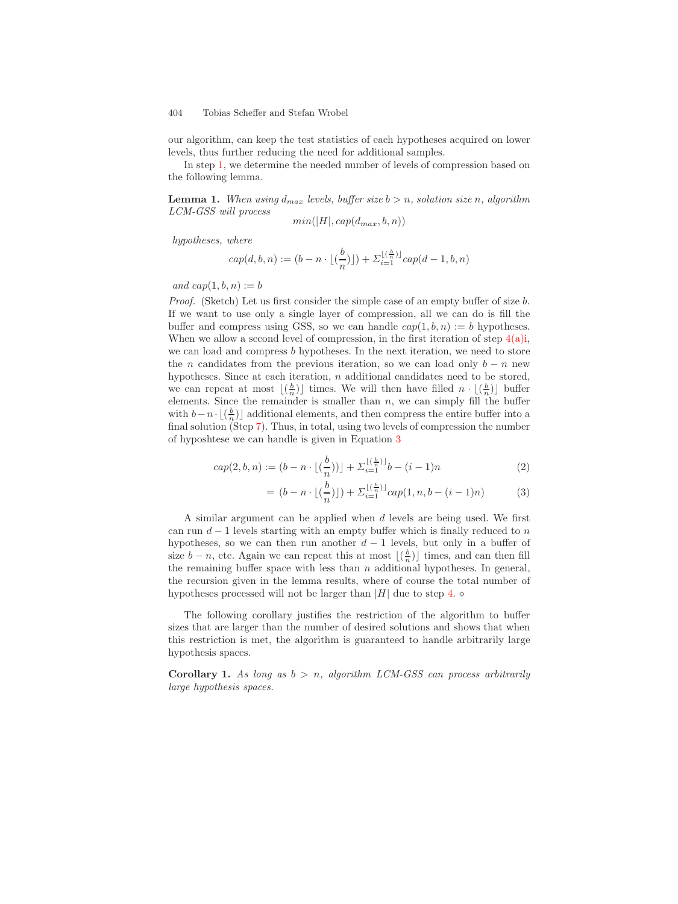our algorithm, can keep the test statistics of each hypotheses acquired on lower levels, thus further reducing the need for additional samples.

In step 1, we determine the needed number of levels of compression based on the following lemma.

**Lemma 1.** *When using $d_{max}$ levels, buffer size $b > n$, solution size $n$, algorithm LCM-GSS will process*

$$min(|H|, cap(d_{max}, b, n))$$

*hypotheses, where*

$$cap(d, b, n) := (b - n \cdot \lfloor(\frac{b}{n})\rfloor) + \Sigma_{i=1}^{\lfloor(\frac{b}{n})\rfloor} cap(d-1, b, n)$$

*and $cap(1, b, n) := b$*

*Proof.* (Sketch) Let us first consider the simple case of an empty buffer of size $b$. If we want to use only a single layer of compression, all we can do is fill the buffer and compress using GSS, so we can handle $cap(1, b, n) := b$ hypotheses. When we allow a second level of compression, in the first iteration of step 4(a)i, we can load and compress $b$ hypotheses. In the next iteration, we need to store the $n$ candidates from the previous iteration, so we can load only $b - n$ new hypotheses. Since at each iteration, $n$ additional candidates need to be stored, we can repeat at most $\lfloor(\frac{b}{n})\rfloor$ times. We will then have filled $n \cdot \lfloor(\frac{b}{n})\rfloor$ buffer elements. Since the remainder is smaller than $n$, we can simply fill the buffer with $b - n \cdot \lfloor(\frac{b}{n})\rfloor$ additional elements, and then compress the entire buffer into a final solution (Step 7). Thus, in total, using two levels of compression the number of hyposhtese we can handle is given in Equation 3

$$cap(2, b, n) := (b - n \cdot \lfloor(\frac{b}{n}))\rfloor + \Sigma_{i=1}^{\lfloor(\frac{b}{n})\rfloor} b - (i-1)n \tag{2}$$

$$= (b - n \cdot \lfloor(\frac{b}{n})\rfloor) + \Sigma_{i=1}^{\lfloor(\frac{b}{n})\rfloor} cap(1, n, b - (i-1)n) \tag{3}$$

A similar argument can be applied when $d$ levels are being used. We first can run $d-1$ levels starting with an empty buffer which is finally reduced to $n$ hypotheses, so we can then run another $d-1$ levels, but only in a buffer of size $b - n$, etc. Again we can repeat this at most $\lfloor(\frac{b}{n})\rfloor$ times, and can then fill the remaining buffer space with less than $n$ additional hypotheses. In general, the recursion given in the lemma results, where of course the total number of hypotheses processed will not be larger than $|H|$ due to step 4. ⋄

The following corollary justifies the restriction of the algorithm to buffer sizes that are larger than the number of desired solutions and shows that when this restriction is met, the algorithm is guaranteed to handle arbitrarily large hypothesis spaces.

**Corollary 1.** *As long as $b > n$, algorithm LCM-GSS can process arbitrarily large hypothesis spaces.*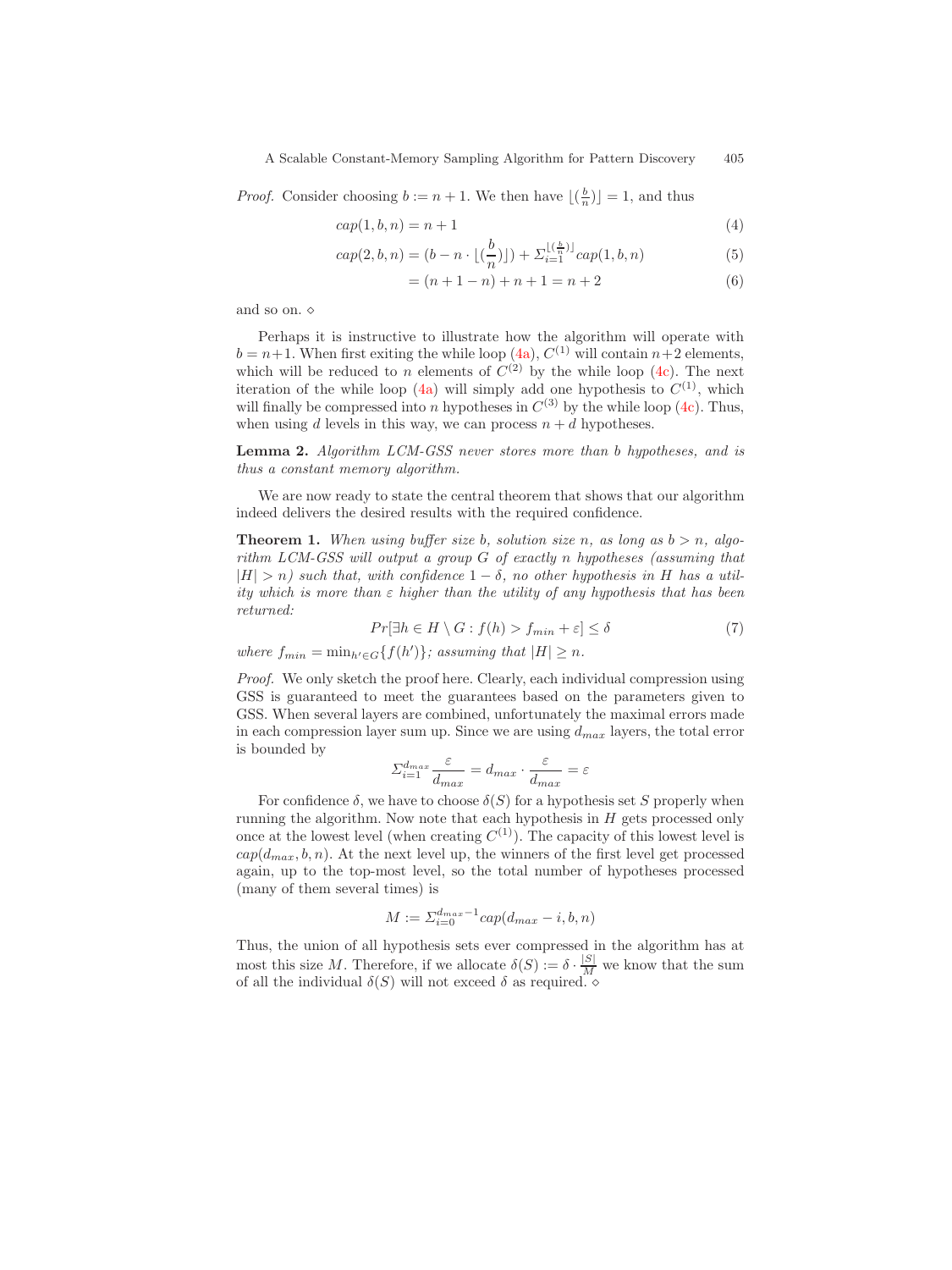*Proof.* Consider choosing $b := n + 1$. We then have $\lfloor(\frac{b}{n})\rfloor = 1$, and thus

$$cap(1, b, n) = n + 1 \tag{4}$$

$$cap(2, b, n) = (b - n \cdot \lfloor(\frac{b}{n})\rfloor) + \Sigma_{i=1}^{\lfloor(\frac{b}{n})\rfloor} cap(1, b, n) \tag{5}$$

$$= (n + 1 - n) + n + 1 = n + 2 \tag{6}$$

and so on. ⋄

Perhaps it is instructive to illustrate how the algorithm will operate with $b = n+1$. When first exiting the while loop (4a), $C^{(1)}$ will contain $n+2$ elements, which will be reduced to $n$ elements of $C^{(2)}$ by the while loop (4c). The next iteration of the while loop (4a) will simply add one hypothesis to $C^{(1)}$, which will finally be compressed into $n$ hypotheses in $C^{(3)}$ by the while loop (4c). Thus, when using $d$ levels in this way, we can process $n + d$ hypotheses.

**Lemma 2.** *Algorithm LCM-GSS never stores more than b hypotheses, and is thus a constant memory algorithm.*

We are now ready to state the central theorem that shows that our algorithm indeed delivers the desired results with the required confidence.

**Theorem 1.** *When using buffer size b, solution size n, as long as $b > n$, algorithm LCM-GSS will output a group G of exactly n hypotheses (assuming that $|H| > n$) such that, with confidence $1 - \delta$, no other hypothesis in H has a utility which is more than $\varepsilon$ higher than the utility of any hypothesis that has been returned:*

$$Pr[\exists h \in H \setminus G : f(h) > f_{min} + \varepsilon] \leq \delta \tag{7}$$

*where $f_{min} = \min_{h' \in G}\{f(h')\}$; assuming that $|H| \geq n$.*

*Proof.* We only sketch the proof here. Clearly, each individual compression using GSS is guaranteed to meet the guarantees based on the parameters given to GSS. When several layers are combined, unfortunately the maximal errors made in each compression layer sum up. Since we are using $d_{max}$ layers, the total error is bounded by

$$\Sigma_{i=1}^{d_{max}} \frac{\varepsilon}{d_{max}} = d_{max} \cdot \frac{\varepsilon}{d_{max}} = \varepsilon$$

For confidence $\delta$, we have to choose $\delta(S)$ for a hypothesis set $S$ properly when running the algorithm. Now note that each hypothesis in $H$ gets processed only once at the lowest level (when creating $C^{(1)}$). The capacity of this lowest level is $cap(d_{max}, b, n)$. At the next level up, the winners of the first level get processed again, up to the top-most level, so the total number of hypotheses processed (many of them several times) is

$$M := \Sigma_{i=0}^{d_{max}-1} cap(d_{max} - i, b, n)$$

Thus, the union of all hypothesis sets ever compressed in the algorithm has at most this size $M$. Therefore, if we allocate $\delta(S) := \delta \cdot \frac{|S|}{M}$ we know that the sum of all the individual $\delta(S)$ will not exceed $\delta$ as required. ⋄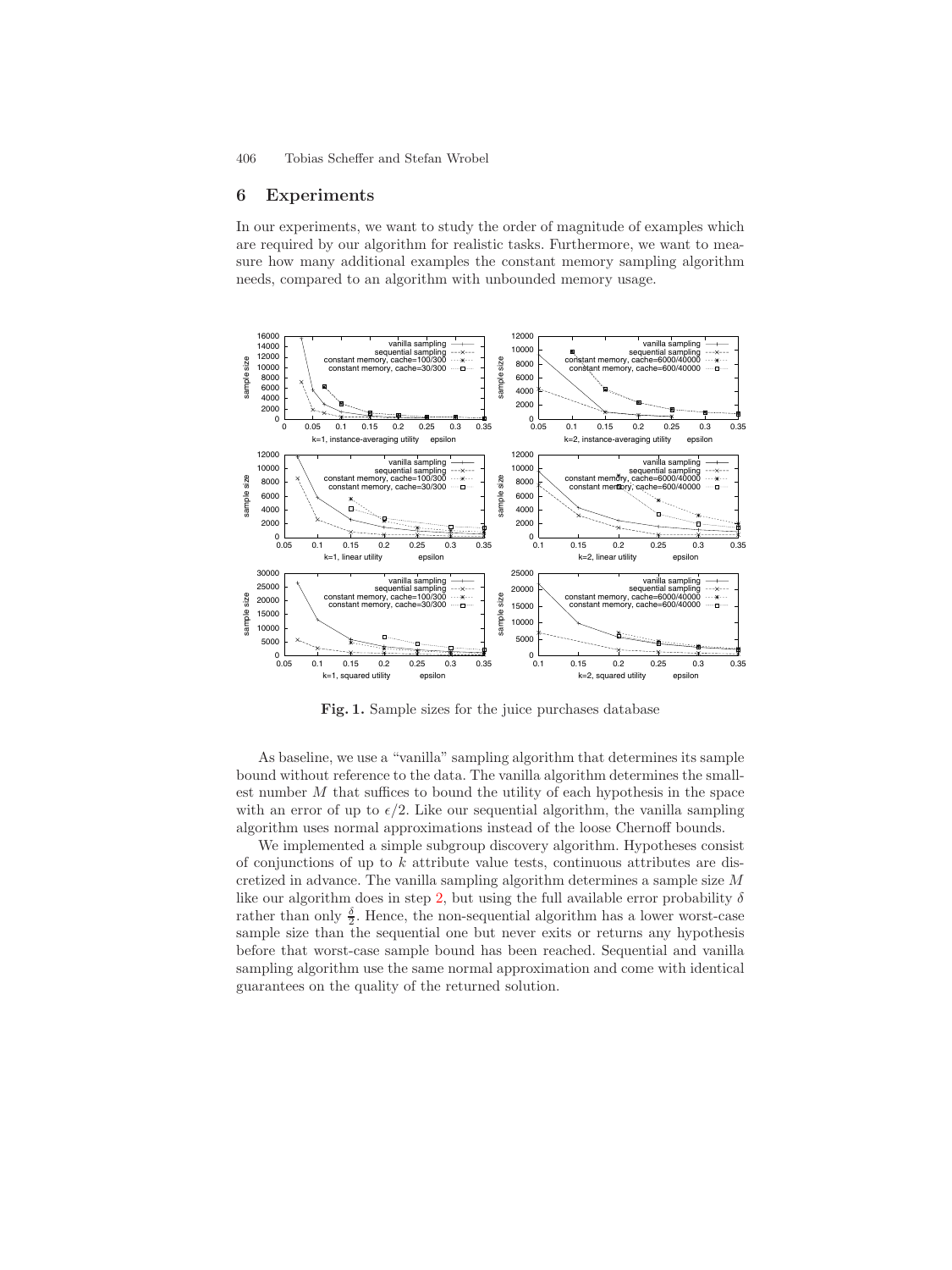## 6 Experiments

In our experiments, we want to study the order of magnitude of examples which are required by our algorithm for realistic tasks. Furthermore, we want to measure how many additional examples the constant memory sampling algorithm needs, compared to an algorithm with unbounded memory usage.

**Fig. 1.** Sample sizes for the juice purchases database

As baseline, we use a "vanilla" sampling algorithm that determines its sample bound without reference to the data. The vanilla algorithm determines the smallest number $M$ that suffices to bound the utility of each hypothesis in the space with an error of up to $\epsilon/2$. Like our sequential algorithm, the vanilla sampling algorithm uses normal approximations instead of the loose Chernoff bounds.

We implemented a simple subgroup discovery algorithm. Hypotheses consist of conjunctions of up to $k$ attribute value tests, continuous attributes are discretized in advance. The vanilla sampling algorithm determines a sample size $M$ like our algorithm does in step 2, but using the full available error probability $\delta$ rather than only $\frac{\delta}{2}$. Hence, the non-sequential algorithm has a lower worst-case sample size than the sequential one but never exits or returns any hypothesis before that worst-case sample bound has been reached. Sequential and vanilla sampling algorithm use the same normal approximation and come with identical guarantees on the quality of the returned solution.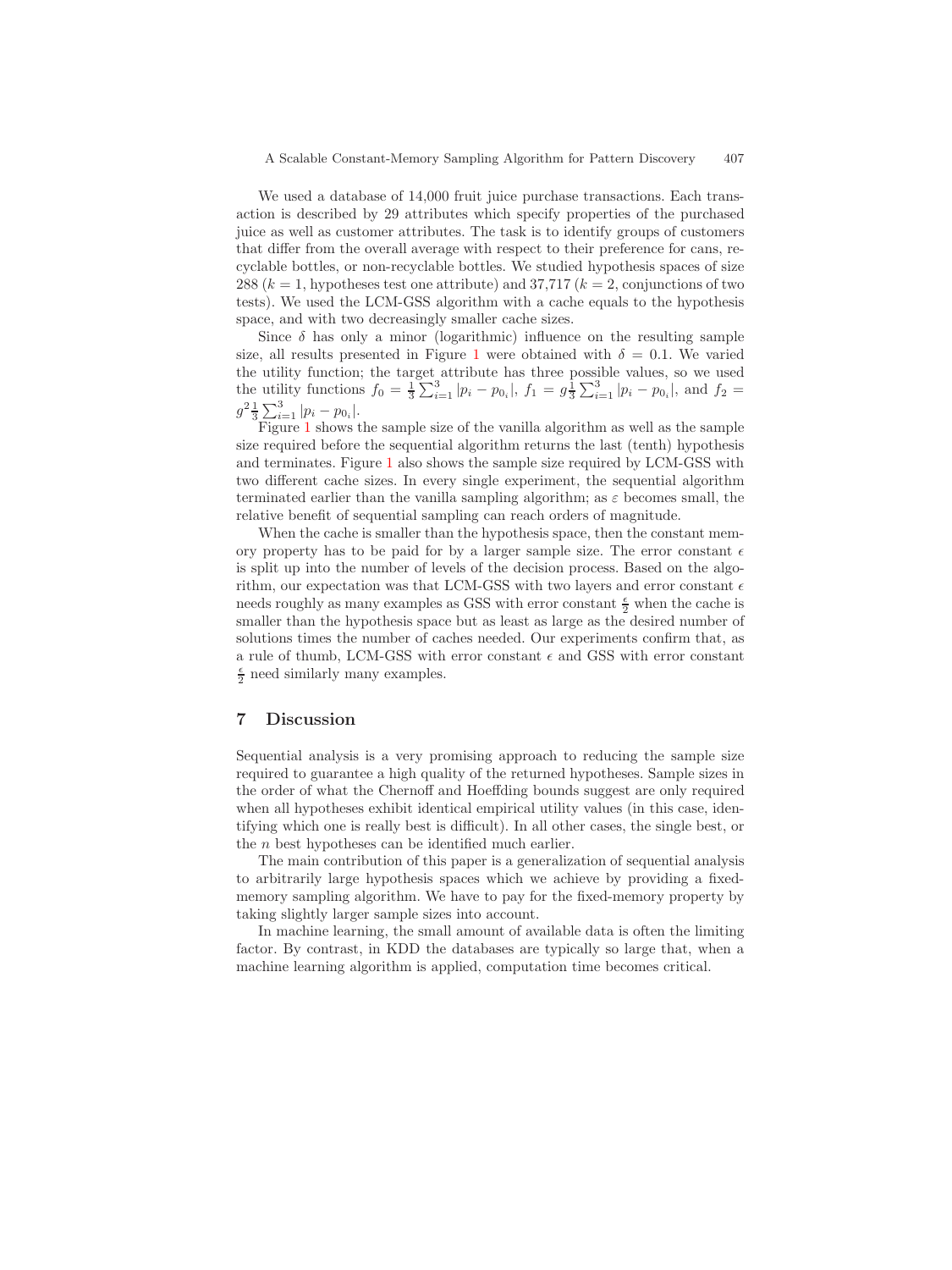We used a database of 14,000 fruit juice purchase transactions. Each transaction is described by 29 attributes which specify properties of the purchased juice as well as customer attributes. The task is to identify groups of customers that differ from the overall average with respect to their preference for cans, recyclable bottles, or non-recyclable bottles. We studied hypothesis spaces of size 288 ($k = 1$, hypotheses test one attribute) and 37,717 ($k = 2$, conjunctions of two tests). We used the LCM-GSS algorithm with a cache equals to the hypothesis space, and with two decreasingly smaller cache sizes.

Since $\delta$ has only a minor (logarithmic) influence on the resulting sample size, all results presented in Figure 1 were obtained with $\delta = 0.1$. We varied the utility function; the target attribute has three possible values, so we used the utility functions $f_0 = \frac{1}{3}\sum_{i=1}^{3}|p_i - p_{0_i}|$, $f_1 = g\frac{1}{3}\sum_{i=1}^{3}|p_i - p_{0_i}|$, and $f_2 = g^2\frac{1}{3}\sum_{i=1}^{3}|p_i - p_{0_i}|$.

Figure 1 shows the sample size of the vanilla algorithm as well as the sample size required before the sequential algorithm returns the last (tenth) hypothesis and terminates. Figure 1 also shows the sample size required by LCM-GSS with two different cache sizes. In every single experiment, the sequential algorithm terminated earlier than the vanilla sampling algorithm; as $\varepsilon$ becomes small, the relative benefit of sequential sampling can reach orders of magnitude.

When the cache is smaller than the hypothesis space, then the constant memory property has to be paid for by a larger sample size. The error constant $\epsilon$ is split up into the number of levels of the decision process. Based on the algorithm, our expectation was that LCM-GSS with two layers and error constant $\epsilon$ needs roughly as many examples as GSS with error constant $\frac{\epsilon}{2}$ when the cache is smaller than the hypothesis space but as least as large as the desired number of solutions times the number of caches needed. Our experiments confirm that, as a rule of thumb, LCM-GSS with error constant $\epsilon$ and GSS with error constant $\frac{\epsilon}{2}$ need similarly many examples.

## 7 Discussion

Sequential analysis is a very promising approach to reducing the sample size required to guarantee a high quality of the returned hypotheses. Sample sizes in the order of what the Chernoff and Hoeffding bounds suggest are only required when all hypotheses exhibit identical empirical utility values (in this case, identifying which one is really best is difficult). In all other cases, the single best, or the $n$ best hypotheses can be identified much earlier.

The main contribution of this paper is a generalization of sequential analysis to arbitrarily large hypothesis spaces which we achieve by providing a fixed-memory sampling algorithm. We have to pay for the fixed-memory property by taking slightly larger sample sizes into account.

In machine learning, the small amount of available data is often the limiting factor. By contrast, in KDD the databases are typically so large that, when a machine learning algorithm is applied, computation time becomes critical.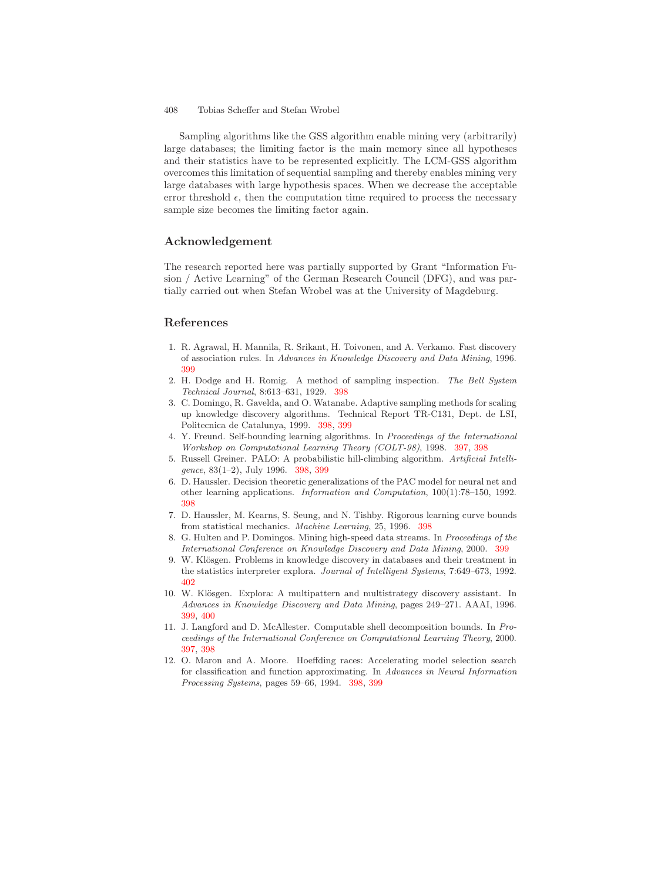Sampling algorithms like the GSS algorithm enable mining very (arbitrarily) large databases; the limiting factor is the main memory since all hypotheses and their statistics have to be represented explicitly. The LCM-GSS algorithm overcomes this limitation of sequential sampling and thereby enables mining very large databases with large hypothesis spaces. When we decrease the acceptable error threshold $\epsilon$, then the computation time required to process the necessary sample size becomes the limiting factor again.

## Acknowledgement

The research reported here was partially supported by Grant "Information Fusion / Active Learning" of the German Research Council (DFG), and was partially carried out when Stefan Wrobel was at the University of Magdeburg.

## References

1. R. Agrawal, H. Mannila, R. Srikant, H. Toivonen, and A. Verkamo. Fast discovery of association rules. In *Advances in Knowledge Discovery and Data Mining*, 1996. 399
2. H. Dodge and H. Romig. A method of sampling inspection. *The Bell System Technical Journal*, 8:613–631, 1929. 398
3. C. Domingo, R. Gavelda, and O. Watanabe. Adaptive sampling methods for scaling up knowledge discovery algorithms. Technical Report TR-C131, Dept. de LSI, Politecnica de Catalunya, 1999. 398, 399
4. Y. Freund. Self-bounding learning algorithms. In *Proceedings of the International Workshop on Computational Learning Theory (COLT-98)*, 1998. 397, 398
5. Russell Greiner. PALO: A probabilistic hill-climbing algorithm. *Artificial Intelligence*, 83(1–2), July 1996. 398, 399
6. D. Haussler. Decision theoretic generalizations of the PAC model for neural net and other learning applications. *Information and Computation*, 100(1):78–150, 1992. 398
7. D. Haussler, M. Kearns, S. Seung, and N. Tishby. Rigorous learning curve bounds from statistical mechanics. *Machine Learning*, 25, 1996. 398
8. G. Hulten and P. Domingos. Mining high-speed data streams. In *Proceedings of the International Conference on Knowledge Discovery and Data Mining*, 2000. 399
9. W. Klösgen. Problems in knowledge discovery in databases and their treatment in the statistics interpreter explora. *Journal of Intelligent Systems*, 7:649–673, 1992. 402
10. W. Klösgen. Explora: A multipattern and multistrategy discovery assistant. In *Advances in Knowledge Discovery and Data Mining*, pages 249–271. AAAI, 1996. 399, 400
11. J. Langford and D. McAllester. Computable shell decomposition bounds. In *Proceedings of the International Conference on Computational Learning Theory*, 2000. 397, 398
12. O. Maron and A. Moore. Hoeffding races: Accelerating model selection search for classification and function approximating. In *Advances in Neural Information Processing Systems*, pages 59–66, 1994. 398, 399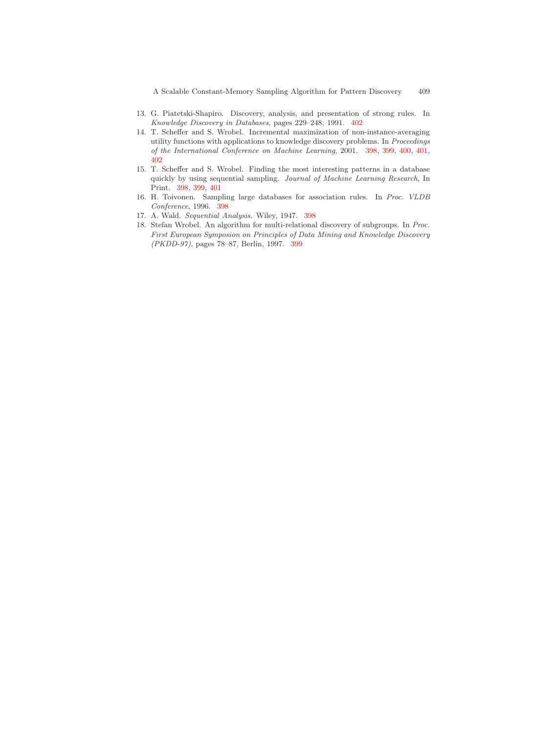13. G. Piatetski-Shapiro. Discovery, analysis, and presentation of strong rules. In *Knowledge Discovery in Databases*, pages 229–248, 1991. 402
14. T. Scheffer and S. Wrobel. Incremental maximization of non-instance-averaging utility functions with applications to knowledge discovery problems. In *Proceedings of the International Conference on Machine Learning*, 2001. 398, 399, 400, 401, 402
15. T. Scheffer and S. Wrobel. Finding the most interesting patterns in a database quickly by using sequential sampling. *Journal of Machine Learning Research*, In Print. 398, 399, 401
16. H. Toivonen. Sampling large databases for association rules. In *Proc. VLDB Conference*, 1996. 398
17. A. Wald. *Sequential Analysis*. Wiley, 1947. 398
18. Stefan Wrobel. An algorithm for multi-relational discovery of subgroups. In *Proc. First European Symposion on Principles of Data Mining and Knowledge Discovery (PKDD-97)*, pages 78–87, Berlin, 1997. 399